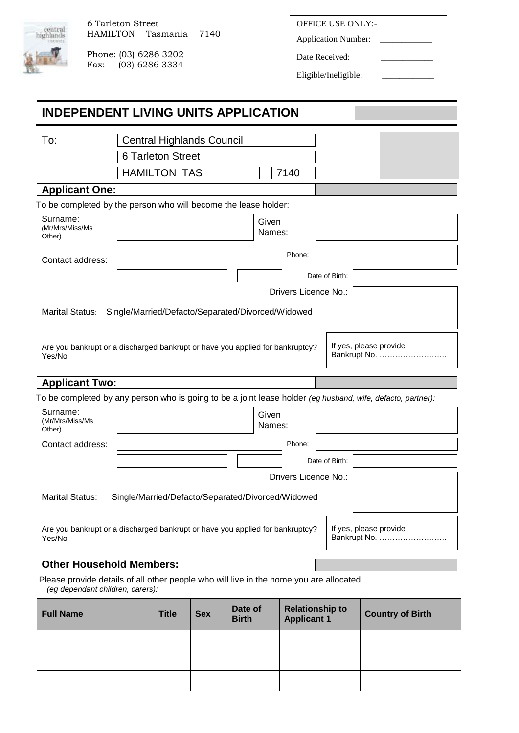6 Tarleton Street
HAMILTON Tasmania 7140

Phone: (03) 6286 3202
Fax: (03) 6286 3334

OFFICE USE ONLY:-

Application Number: ____________

Date Received: ____________

Eligible/Ineligible: ____________

# INDEPENDENT LIVING UNITS APPLICATION

To: Central Highlands Council
6 Tarleton Street
HAMILTON TAS 7140

## Applicant One:

To be completed by the person who will become the lease holder:

Surname: (Mr/Mrs/Miss/Ms Other) | Given Names:

Contact address: | Phone:

Date of Birth:

Drivers Licence No.:

Marital Status: Single/Married/Defacto/Separated/Divorced/Widowed

Are you bankrupt or a discharged bankrupt or have you applied for bankruptcy? Yes/No

If yes, please provide Bankrupt No. ……………………..

## Applicant Two:

To be completed by any person who is going to be a joint lease holder *(eg husband, wife, defacto, partner):*

Surname: (Mr/Mrs/Miss/Ms Other) | Given Names:

Contact address: | Phone:

Date of Birth:

Drivers Licence No.:

Marital Status: Single/Married/Defacto/Separated/Divorced/Widowed

Are you bankrupt or a discharged bankrupt or have you applied for bankruptcy? Yes/No

If yes, please provide Bankrupt No. ……………………..

## Other Household Members:

Please provide details of all other people who will live in the home you are allocated
*(eg dependant children, carers):*

| Full Name | Title | Sex | Date of Birth | Relationship to Applicant 1 | Country of Birth |
|---|---|---|---|---|---|
| | | | | | |
| | | | | | |
| | | | | | |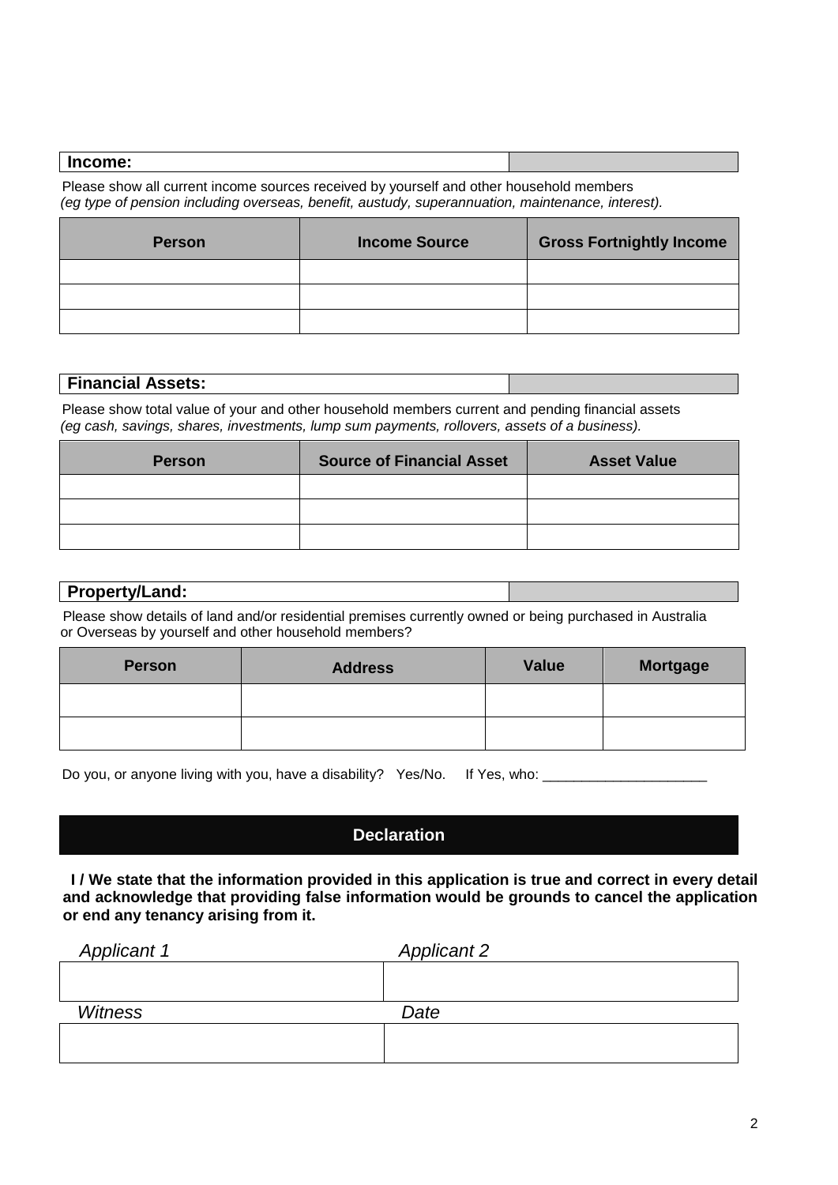**Income:**

Please show all current income sources received by yourself and other household members
*(eg type of pension including overseas, benefit, austudy, superannuation, maintenance, interest).*

| Person | Income Source | Gross Fortnightly Income |
|---|---|---|
| | | |
| | | |
| | | |

**Financial Assets:**

Please show total value of your and other household members current and pending financial assets
*(eg cash, savings, shares, investments, lump sum payments, rollovers, assets of a business).*

| Person | Source of Financial Asset | Asset Value |
|---|---|---|
| | | |
| | | |
| | | |

**Property/Land:**

Please show details of land and/or residential premises currently owned or being purchased in Australia or Overseas by yourself and other household members?

| Person | Address | Value | Mortgage |
|---|---|---|---|
| | | | |
| | | | |

Do you, or anyone living with you, have a disability? Yes/No. If Yes, who: _____________________

## Declaration

**I / We state that the information provided in this application is true and correct in every detail and acknowledge that providing false information would be grounds to cancel the application or end any tenancy arising from it.**

| *Applicant 1* | *Applicant 2* |
|---|---|
| | |
| *Witness* | *Date* |
| | |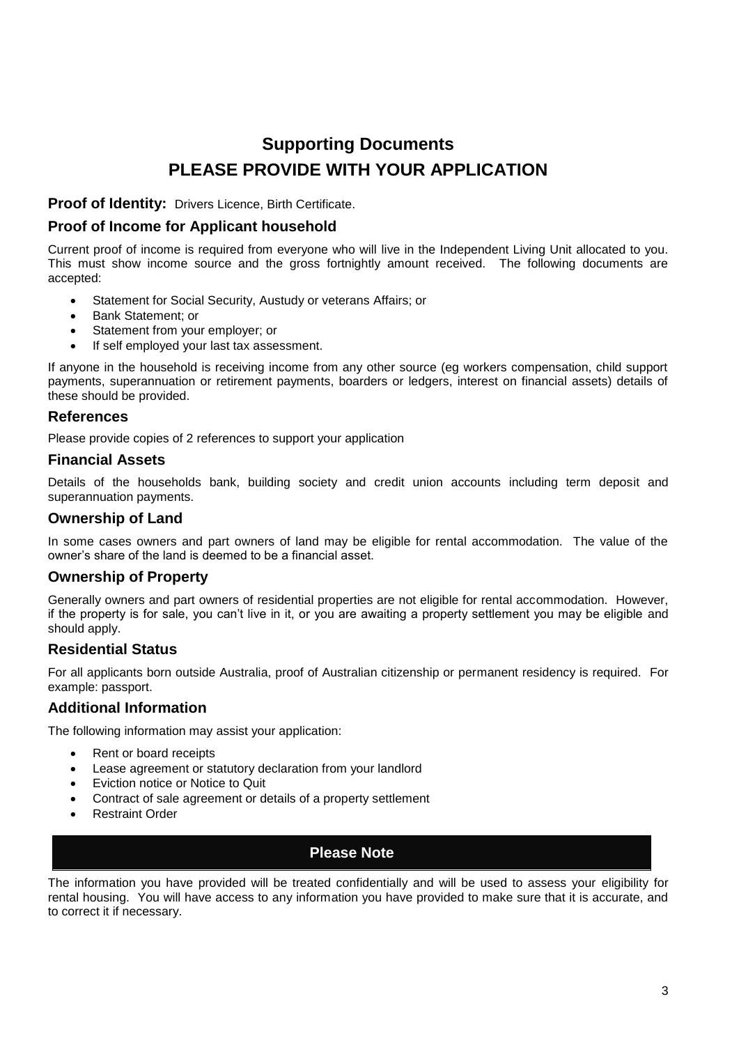# Supporting Documents

# PLEASE PROVIDE WITH YOUR APPLICATION

**Proof of Identity:** Drivers Licence, Birth Certificate.

### Proof of Income for Applicant household

Current proof of income is required from everyone who will live in the Independent Living Unit allocated to you. This must show income source and the gross fortnightly amount received. The following documents are accepted:

- Statement for Social Security, Austudy or veterans Affairs; or
- Bank Statement; or
- Statement from your employer; or
- If self employed your last tax assessment.

If anyone in the household is receiving income from any other source (eg workers compensation, child support payments, superannuation or retirement payments, boarders or ledgers, interest on financial assets) details of these should be provided.

### References

Please provide copies of 2 references to support your application

### Financial Assets

Details of the households bank, building society and credit union accounts including term deposit and superannuation payments.

### Ownership of Land

In some cases owners and part owners of land may be eligible for rental accommodation. The value of the owner's share of the land is deemed to be a financial asset.

### Ownership of Property

Generally owners and part owners of residential properties are not eligible for rental accommodation. However, if the property is for sale, you can't live in it, or you are awaiting a property settlement you may be eligible and should apply.

### Residential Status

For all applicants born outside Australia, proof of Australian citizenship or permanent residency is required. For example: passport.

### Additional Information

The following information may assist your application:

- Rent or board receipts
- Lease agreement or statutory declaration from your landlord
- Eviction notice or Notice to Quit
- Contract of sale agreement or details of a property settlement
- Restraint Order

**Please Note**

The information you have provided will be treated confidentially and will be used to assess your eligibility for rental housing. You will have access to any information you have provided to make sure that it is accurate, and to correct it if necessary.